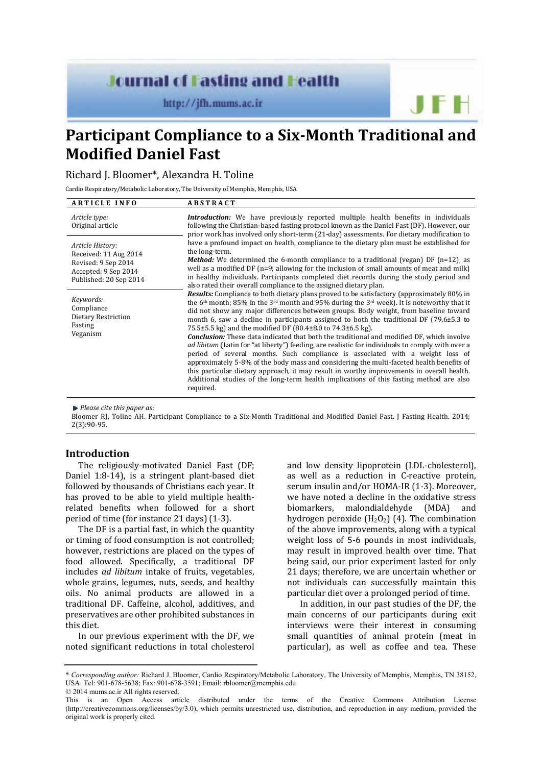# Participant Compliance to a Six-Month Traditional and Modified Daniel Fast

Richard J. Bloomer*, Alexandra H. Toline

Cardio Respiratory/Metabolic Laboratory, The University of Memphis, Memphis, USA

**ARTICLE INFO**

*Article type:*
Original article

*Article History:*
Received: 11 Aug 2014
Revised: 9 Sep 2014
Accepted: 9 Sep 2014
Published: 20 Sep 2014

*Keywords:*
Compliance
Dietary Restriction
Fasting
Veganism

**ABSTRACT**

***Introduction:*** We have previously reported multiple health benefits in individuals following the Christian-based fasting protocol known as the Daniel Fast (DF). However, our prior work has involved only short-term (21-day) assessments. For dietary modification to have a profound impact on health, compliance to the dietary plan must be established for the long-term.

***Method:*** We determined the 6-month compliance to a traditional (vegan) DF (n=12), as well as a modified DF (n=9; allowing for the inclusion of small amounts of meat and milk) in healthy individuals. Participants completed diet records during the study period and also rated their overall compliance to the assigned dietary plan.

***Results:*** Compliance to both dietary plans proved to be satisfactory (approximately 80% in the 6th month; 85% in the 3rd month and 95% during the 3rd week). It is noteworthy that it did not show any major differences between groups. Body weight, from baseline toward month 6, saw a decline in participants assigned to both the traditional DF (79.6±5.3 to 75.5±5.5 kg) and the modified DF (80.4±8.0 to 74.3±6.5 kg).

***Conclusion:*** These data indicated that both the traditional and modified DF, which involve *ad libitum* (Latin for "at liberty") feeding, are realistic for individuals to comply with over a period of several months. Such compliance is associated with a weight loss of approximately 5-8% of the body mass and considering the multi-faceted health benefits of this particular dietary approach, it may result in worthy improvements in overall health. Additional studies of the long-term health implications of this fasting method are also required.

*Please cite this paper as*:
Bloomer RJ, Toline AH. Participant Compliance to a Six-Month Traditional and Modified Daniel Fast. J Fasting Health. 2014; 2(3):90-95.

## Introduction

The religiously-motivated Daniel Fast (DF; Daniel 1:8-14), is a stringent plant-based diet followed by thousands of Christians each year. It has proved to be able to yield multiple health-related benefits when followed for a short period of time (for instance 21 days) (1-3).

The DF is a partial fast, in which the quantity or timing of food consumption is not controlled; however, restrictions are placed on the types of food allowed. Specifically, a traditional DF includes *ad libitum* intake of fruits, vegetables, whole grains, legumes, nuts, seeds, and healthy oils. No animal products are allowed in a traditional DF. Caffeine, alcohol, additives, and preservatives are other prohibited substances in this diet.

In our previous experiment with the DF, we noted significant reductions in total cholesterol and low density lipoprotein (LDL-cholesterol), as well as a reduction in C-reactive protein, serum insulin and/or HOMA-IR (1-3). Moreover, we have noted a decline in the oxidative stress biomarkers, malondialdehyde (MDA) and hydrogen peroxide ($H_2O_2$) (4). The combination of the above improvements, along with a typical weight loss of 5-6 pounds in most individuals, may result in improved health over time. That being said, our prior experiment lasted for only 21 days; therefore, we are uncertain whether or not individuals can successfully maintain this particular diet over a prolonged period of time.

In addition, in our past studies of the DF, the main concerns of our participants during exit interviews were their interest in consuming small quantities of animal protein (meat in particular), as well as coffee and tea. These

\* *Corresponding author:* Richard J. Bloomer, Cardio Respiratory/Metabolic Laboratory, The University of Memphis, Memphis, TN 38152, USA. Tel: 901-678-5638; Fax: 901-678-3591; Email: rbloomer@memphis.edu
© 2014 mums.ac.ir All rights reserved.
This is an Open Access article distributed under the terms of the Creative Commons Attribution License (http://creativecommons.org/licenses/by/3.0), which permits unrestricted use, distribution, and reproduction in any medium, provided the original work is properly cited.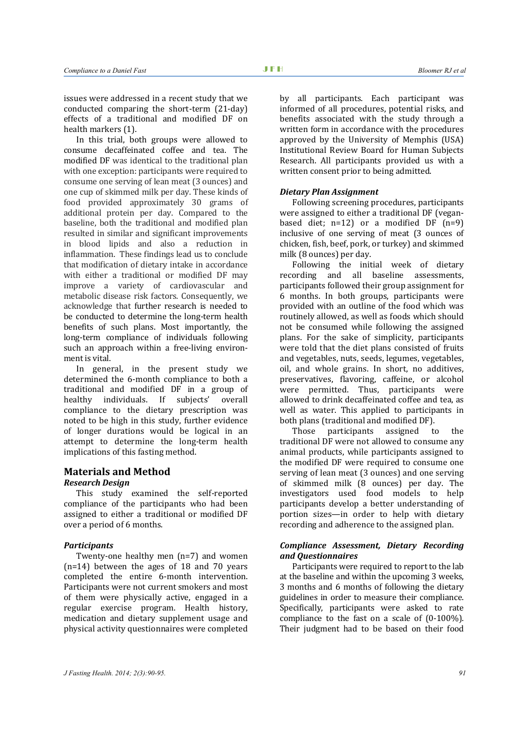issues were addressed in a recent study that we conducted comparing the short-term (21-day) effects of a traditional and modified DF on health markers (1).

In this trial, both groups were allowed to consume decaffeinated coffee and tea. The modified DF was identical to the traditional plan with one exception: participants were required to consume one serving of lean meat (3 ounces) and one cup of skimmed milk per day. These kinds of food provided approximately 30 grams of additional protein per day. Compared to the baseline, both the traditional and modified plan resulted in similar and significant improvements in blood lipids and also a reduction in inflammation. These findings lead us to conclude that modification of dietary intake in accordance with either a traditional or modified DF may improve a variety of cardiovascular and metabolic disease risk factors. Consequently, we acknowledge that further research is needed to be conducted to determine the long-term health benefits of such plans. Most importantly, the long-term compliance of individuals following such an approach within a free-living environment is vital.

In general, in the present study we determined the 6-month compliance to both a traditional and modified DF in a group of healthy individuals. If subjects' overall compliance to the dietary prescription was noted to be high in this study, further evidence of longer durations would be logical in an attempt to determine the long-term health implications of this fasting method.

## Materials and Method

### *Research Design*

This study examined the self-reported compliance of the participants who had been assigned to either a traditional or modified DF over a period of 6 months.

### *Participants*

Twenty-one healthy men (n=7) and women (n=14) between the ages of 18 and 70 years completed the entire 6-month intervention. Participants were not current smokers and most of them were physically active, engaged in a regular exercise program. Health history, medication and dietary supplement usage and physical activity questionnaires were completed by all participants. Each participant was informed of all procedures, potential risks, and benefits associated with the study through a written form in accordance with the procedures approved by the University of Memphis (USA) Institutional Review Board for Human Subjects Research. All participants provided us with a written consent prior to being admitted.

### *Dietary Plan Assignment*

Following screening procedures, participants were assigned to either a traditional DF (vegan-based diet; n=12) or a modified DF (n=9) inclusive of one serving of meat (3 ounces of chicken, fish, beef, pork, or turkey) and skimmed milk (8 ounces) per day.

Following the initial week of dietary recording and all baseline assessments, participants followed their group assignment for 6 months. In both groups, participants were provided with an outline of the food which was routinely allowed, as well as foods which should not be consumed while following the assigned plans. For the sake of simplicity, participants were told that the diet plans consisted of fruits and vegetables, nuts, seeds, legumes, vegetables, oil, and whole grains. In short, no additives, preservatives, flavoring, caffeine, or alcohol were permitted. Thus, participants were allowed to drink decaffeinated coffee and tea, as well as water. This applied to participants in both plans (traditional and modified DF).

Those participants assigned to the traditional DF were not allowed to consume any animal products, while participants assigned to the modified DF were required to consume one serving of lean meat (3 ounces) and one serving of skimmed milk (8 ounces) per day. The investigators used food models to help participants develop a better understanding of portion sizes—in order to help with dietary recording and adherence to the assigned plan.

### *Compliance Assessment, Dietary Recording and Questionnaires*

Participants were required to report to the lab at the baseline and within the upcoming 3 weeks, 3 months and 6 months of following the dietary guidelines in order to measure their compliance. Specifically, participants were asked to rate compliance to the fast on a scale of (0-100%). Their judgment had to be based on their food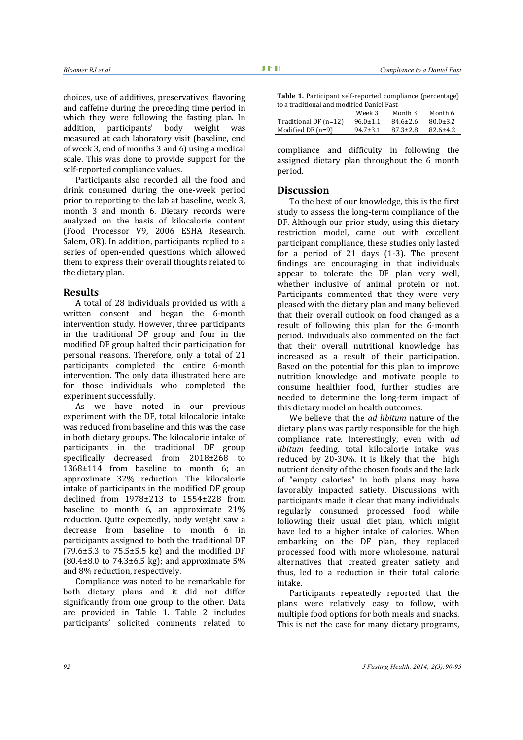choices, use of additives, preservatives, flavoring and caffeine during the preceding time period in which they were following the fasting plan. In addition, participants' body weight was measured at each laboratory visit (baseline, end of week 3, end of months 3 and 6) using a medical scale. This was done to provide support for the self-reported compliance values.

Participants also recorded all the food and drink consumed during the one-week period prior to reporting to the lab at baseline, week 3, month 3 and month 6. Dietary records were analyzed on the basis of kilocalorie content (Food Processor V9, 2006 ESHA Research, Salem, OR). In addition, participants replied to a series of open-ended questions which allowed them to express their overall thoughts related to the dietary plan.

## Results

A total of 28 individuals provided us with a written consent and began the 6-month intervention study. However, three participants in the traditional DF group and four in the modified DF group halted their participation for personal reasons. Therefore, only a total of 21 participants completed the entire 6-month intervention. The only data illustrated here are for those individuals who completed the experiment successfully.

As we have noted in our previous experiment with the DF, total kilocalorie intake was reduced from baseline and this was the case in both dietary groups. The kilocalorie intake of participants in the traditional DF group specifically decreased from 2018±268 to 1368±114 from baseline to month 6; an approximate 32% reduction. The kilocalorie intake of participants in the modified DF group declined from 1978±213 to 1554±228 from baseline to month 6, an approximate 21% reduction. Quite expectedly, body weight saw a decrease from baseline to month 6 in participants assigned to both the traditional DF (79.6±5.3 to 75.5±5.5 kg) and the modified DF (80.4±8.0 to 74.3±6.5 kg); and approximate 5% and 8% reduction, respectively.

Compliance was noted to be remarkable for both dietary plans and it did not differ significantly from one group to the other. Data are provided in Table 1. Table 2 includes participants' solicited comments related to compliance and difficulty in following the assigned dietary plan throughout the 6 month period.

**Table 1.** Participant self-reported compliance (percentage) to a traditional and modified Daniel Fast

| | Week 3 | Month 3 | Month 6 |
|---|---|---|---|
| Traditional DF (n=12) | 96.0±1.1 | 84.6±2.6 | 80.0±3.2 |
| Modified DF (n=9) | 94.7±3.1 | 87.3±2.8 | 82.6±4.2 |

## Discussion

To the best of our knowledge, this is the first study to assess the long-term compliance of the DF. Although our prior study, using this dietary restriction model, came out with excellent participant compliance, these studies only lasted for a period of 21 days (1-3). The present findings are encouraging in that individuals appear to tolerate the DF plan very well, whether inclusive of animal protein or not. Participants commented that they were very pleased with the dietary plan and many believed that their overall outlook on food changed as a result of following this plan for the 6-month period. Individuals also commented on the fact that their overall nutritional knowledge has increased as a result of their participation. Based on the potential for this plan to improve nutrition knowledge and motivate people to consume healthier food, further studies are needed to determine the long-term impact of this dietary model on health outcomes.

We believe that the *ad libitum* nature of the dietary plans was partly responsible for the high compliance rate. Interestingly, even with *ad libitum* feeding, total kilocalorie intake was reduced by 20-30%. It is likely that the high nutrient density of the chosen foods and the lack of "empty calories" in both plans may have favorably impacted satiety. Discussions with participants made it clear that many individuals regularly consumed processed food while following their usual diet plan, which might have led to a higher intake of calories. When embarking on the DF plan, they replaced processed food with more wholesome, natural alternatives that created greater satiety and thus, led to a reduction in their total calorie intake.

Participants repeatedly reported that the plans were relatively easy to follow, with multiple food options for both meals and snacks. This is not the case for many dietary programs,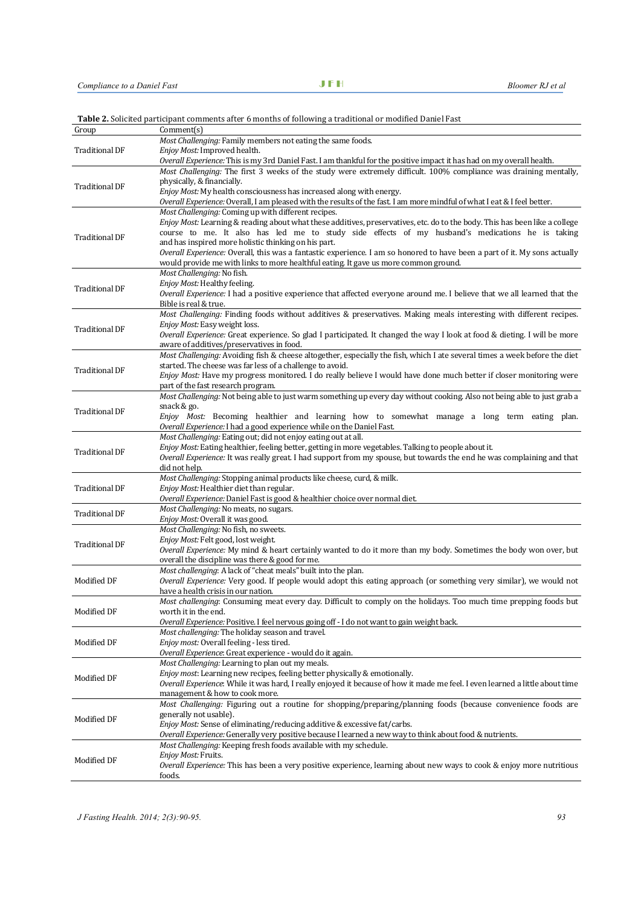**Table 2.** Solicited participant comments after 6 months of following a traditional or modified Daniel Fast

| Group | Comment(s) |
|---|---|
| Traditional DF | *Most Challenging:* Family members not eating the same foods.<br>*Enjoy Most:* Improved health.<br>*Overall Experience:* This is my 3rd Daniel Fast. I am thankful for the positive impact it has had on my overall health. |
| Traditional DF | *Most Challenging:* The first 3 weeks of the study were extremely difficult. 100% compliance was draining mentally, physically, & financially.<br>*Enjoy Most:* My health consciousness has increased along with energy.<br>*Overall Experience:* Overall, I am pleased with the results of the fast. I am more mindful of what I eat & I feel better. |
| Traditional DF | *Most Challenging:* Coming up with different recipes.<br>*Enjoy Most:* Learning & reading about what these additives, preservatives, etc. do to the body. This has been like a college course to me. It also has led me to study side effects of my husband's medications he is taking and has inspired more holistic thinking on his part.<br>*Overall Experience:* Overall, this was a fantastic experience. I am so honored to have been a part of it. My sons actually would provide me with links to more healthful eating. It gave us more common ground. |
| Traditional DF | *Most Challenging:* No fish.<br>*Enjoy Most:* Healthy feeling.<br>*Overall Experience:* I had a positive experience that affected everyone around me. I believe that we all learned that the Bible is real & true. |
| Traditional DF | *Most Challenging:* Finding foods without additives & preservatives. Making meals interesting with different recipes.<br>*Enjoy Most:* Easy weight loss.<br>*Overall Experience:* Great experience. So glad I participated. It changed the way I look at food & dieting. I will be more aware of additives/preservatives in food. |
| Traditional DF | *Most Challenging:* Avoiding fish & cheese altogether, especially the fish, which I ate several times a week before the diet started. The cheese was far less of a challenge to avoid.<br>*Enjoy Most:* Have my progress monitored. I do really believe I would have done much better if closer monitoring were part of the fast research program. |
| Traditional DF | *Most Challenging:* Not being able to just warm something up every day without cooking. Also not being able to just grab a snack & go.<br>*Enjoy Most:* Becoming healthier and learning how to somewhat manage a long term eating plan.<br>*Overall Experience:* I had a good experience while on the Daniel Fast. |
| Traditional DF | *Most Challenging:* Eating out; did not enjoy eating out at all.<br>*Enjoy Most:* Eating healthier, feeling better, getting in more vegetables. Talking to people about it.<br>*Overall Experience:* It was really great. I had support from my spouse, but towards the end he was complaining and that did not help. |
| Traditional DF | *Most Challenging:* Stopping animal products like cheese, curd, & milk.<br>*Enjoy Most:* Healthier diet than regular.<br>*Overall Experience:* Daniel Fast is good & healthier choice over normal diet. |
| Traditional DF | *Most Challenging:* No meats, no sugars.<br>*Enjoy Most:* Overall it was good. |
| Traditional DF | *Most Challenging:* No fish, no sweets.<br>*Enjoy Most:* Felt good, lost weight.<br>*Overall Experience:* My mind & heart certainly wanted to do it more than my body. Sometimes the body won over, but overall the discipline was there & good for me. |
| Modified DF | *Most challenging*: A lack of "cheat meals" built into the plan.<br>*Overall Experience:* Very good. If people would adopt this eating approach (or something very similar), we would not have a health crisis in our nation. |
| Modified DF | *Most challenging*: Consuming meat every day. Difficult to comply on the holidays. Too much time prepping foods but worth it in the end.<br>*Overall Experience:* Positive. I feel nervous going off - I do not want to gain weight back. |
| Modified DF | *Most challenging:* The holiday season and travel.<br>*Enjoy most:* Overall feeling - less tired.<br>*Overall Experience*: Great experience - would do it again. |
| Modified DF | *Most Challenging:* Learning to plan out my meals.<br>*Enjoy most*: Learning new recipes, feeling better physically & emotionally.<br>*Overall Experience*: While it was hard, I really enjoyed it because of how it made me feel. I even learned a little about time management & how to cook more. |
| Modified DF | *Most Challenging:* Figuring out a routine for shopping/preparing/planning foods (because convenience foods are generally not usable).<br>*Enjoy Most:* Sense of eliminating/reducing additive & excessive fat/carbs.<br>*Overall Experience:* Generally very positive because I learned a new way to think about food & nutrients. |
| Modified DF | *Most Challenging:* Keeping fresh foods available with my schedule.<br>*Enjoy Most:* Fruits.<br>*Overall Experience:* This has been a very positive experience, learning about new ways to cook & enjoy more nutritious foods. |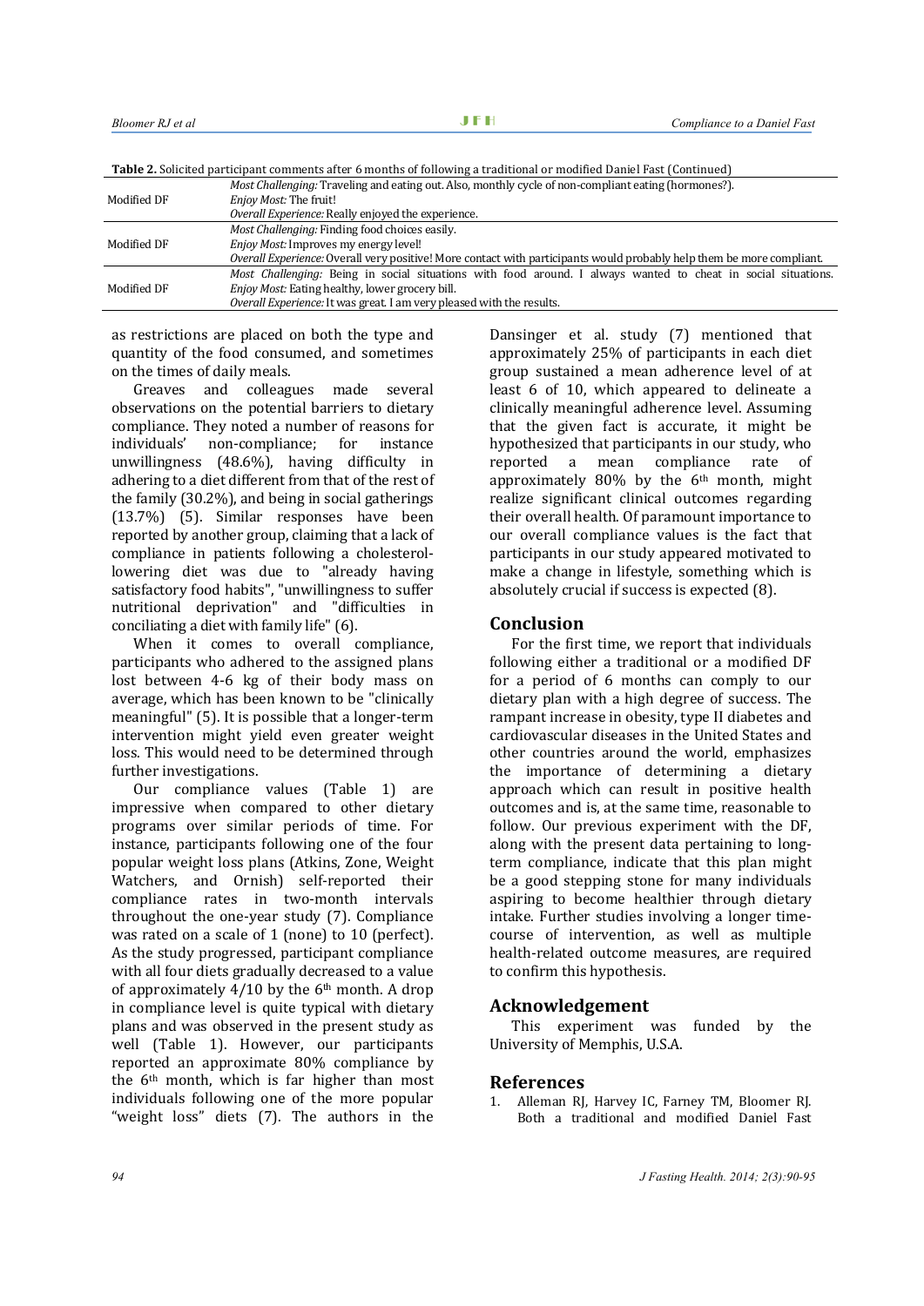**Table 2.** Solicited participant comments after 6 months of following a traditional or modified Daniel Fast (Continued)

| | |
|---|---|
| Modified DF | *Most Challenging:* Traveling and eating out. Also, monthly cycle of non-compliant eating (hormones?).<br>*Enjoy Most:* The fruit!<br>*Overall Experience:* Really enjoyed the experience. |
| Modified DF | *Most Challenging:* Finding food choices easily.<br>*Enjoy Most:* Improves my energy level!<br>*Overall Experience:* Overall very positive! More contact with participants would probably help them be more compliant. |
| Modified DF | *Most Challenging:* Being in social situations with food around. I always wanted to cheat in social situations.<br>*Enjoy Most:* Eating healthy, lower grocery bill.<br>*Overall Experience:* It was great. I am very pleased with the results. |

as restrictions are placed on both the type and quantity of the food consumed, and sometimes on the times of daily meals.

Greaves and colleagues made several observations on the potential barriers to dietary compliance. They noted a number of reasons for individuals' non-compliance; for instance unwillingness (48.6%), having difficulty in adhering to a diet different from that of the rest of the family (30.2%), and being in social gatherings (13.7%) (5). Similar responses have been reported by another group, claiming that a lack of compliance in patients following a cholesterol-lowering diet was due to "already having satisfactory food habits", "unwillingness to suffer nutritional deprivation" and "difficulties in conciliating a diet with family life" (6).

When it comes to overall compliance, participants who adhered to the assigned plans lost between 4-6 kg of their body mass on average, which has been known to be "clinically meaningful" (5). It is possible that a longer-term intervention might yield even greater weight loss. This would need to be determined through further investigations.

Our compliance values (Table 1) are impressive when compared to other dietary programs over similar periods of time. For instance, participants following one of the four popular weight loss plans (Atkins, Zone, Weight Watchers, and Ornish) self-reported their compliance rates in two-month intervals throughout the one-year study (7). Compliance was rated on a scale of 1 (none) to 10 (perfect). As the study progressed, participant compliance with all four diets gradually decreased to a value of approximately 4/10 by the 6th month. A drop in compliance level is quite typical with dietary plans and was observed in the present study as well (Table 1). However, our participants reported an approximate 80% compliance by the 6th month, which is far higher than most individuals following one of the more popular "weight loss" diets (7). The authors in the Dansinger et al. study (7) mentioned that approximately 25% of participants in each diet group sustained a mean adherence level of at least 6 of 10, which appeared to delineate a clinically meaningful adherence level. Assuming that the given fact is accurate, it might be hypothesized that participants in our study, who reported a mean compliance rate of approximately 80% by the 6th month, might realize significant clinical outcomes regarding their overall health. Of paramount importance to our overall compliance values is the fact that participants in our study appeared motivated to make a change in lifestyle, something which is absolutely crucial if success is expected (8).

## Conclusion

For the first time, we report that individuals following either a traditional or a modified DF for a period of 6 months can comply to our dietary plan with a high degree of success. The rampant increase in obesity, type II diabetes and cardiovascular diseases in the United States and other countries around the world, emphasizes the importance of determining a dietary approach which can result in positive health outcomes and is, at the same time, reasonable to follow. Our previous experiment with the DF, along with the present data pertaining to long-term compliance, indicate that this plan might be a good stepping stone for many individuals aspiring to become healthier through dietary intake. Further studies involving a longer time-course of intervention, as well as multiple health-related outcome measures, are required to confirm this hypothesis.

## Acknowledgement

This experiment was funded by the University of Memphis, U.S.A.

## References

1. Alleman RJ, Harvey IC, Farney TM, Bloomer RJ. Both a traditional and modified Daniel Fast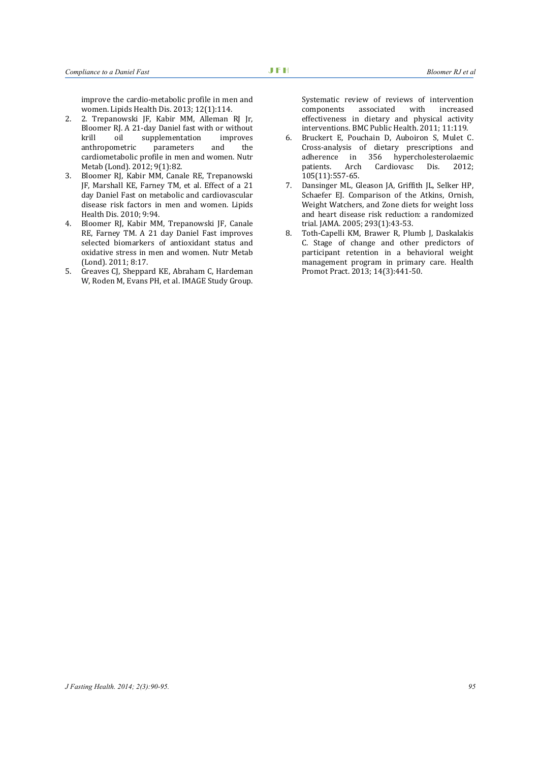improve the cardio-metabolic profile in men and women. Lipids Health Dis. 2013; 12(1):114.

2. 2. Trepanowski JF, Kabir MM, Alleman RJ Jr, Bloomer RJ. A 21-day Daniel fast with or without krill oil supplementation improves anthropometric parameters and the cardiometabolic profile in men and women. Nutr Metab (Lond). 2012; 9(1):82.
3. Bloomer RJ, Kabir MM, Canale RE, Trepanowski JF, Marshall KE, Farney TM, et al. Effect of a 21 day Daniel Fast on metabolic and cardiovascular disease risk factors in men and women. Lipids Health Dis. 2010; 9:94.
4. Bloomer RJ, Kabir MM, Trepanowski JF, Canale RE, Farney TM. A 21 day Daniel Fast improves selected biomarkers of antioxidant status and oxidative stress in men and women. Nutr Metab (Lond). 2011; 8:17.
5. Greaves CJ, Sheppard KE, Abraham C, Hardeman W, Roden M, Evans PH, et al. IMAGE Study Group. Systematic review of reviews of intervention components associated with increased effectiveness in dietary and physical activity interventions. BMC Public Health. 2011; 11:119.
6. Bruckert E, Pouchain D, Auboiron S, Mulet C. Cross-analysis of dietary prescriptions and adherence in 356 hypercholesterolaemic patients. Arch Cardiovasc Dis. 2012; 105(11):557-65.
7. Dansinger ML, Gleason JA, Griffith JL, Selker HP, Schaefer EJ. Comparison of the Atkins, Ornish, Weight Watchers, and Zone diets for weight loss and heart disease risk reduction: a randomized trial. JAMA. 2005; 293(1):43-53.
8. Toth-Capelli KM, Brawer R, Plumb J, Daskalakis C. Stage of change and other predictors of participant retention in a behavioral weight management program in primary care. Health Promot Pract. 2013; 14(3):441-50.